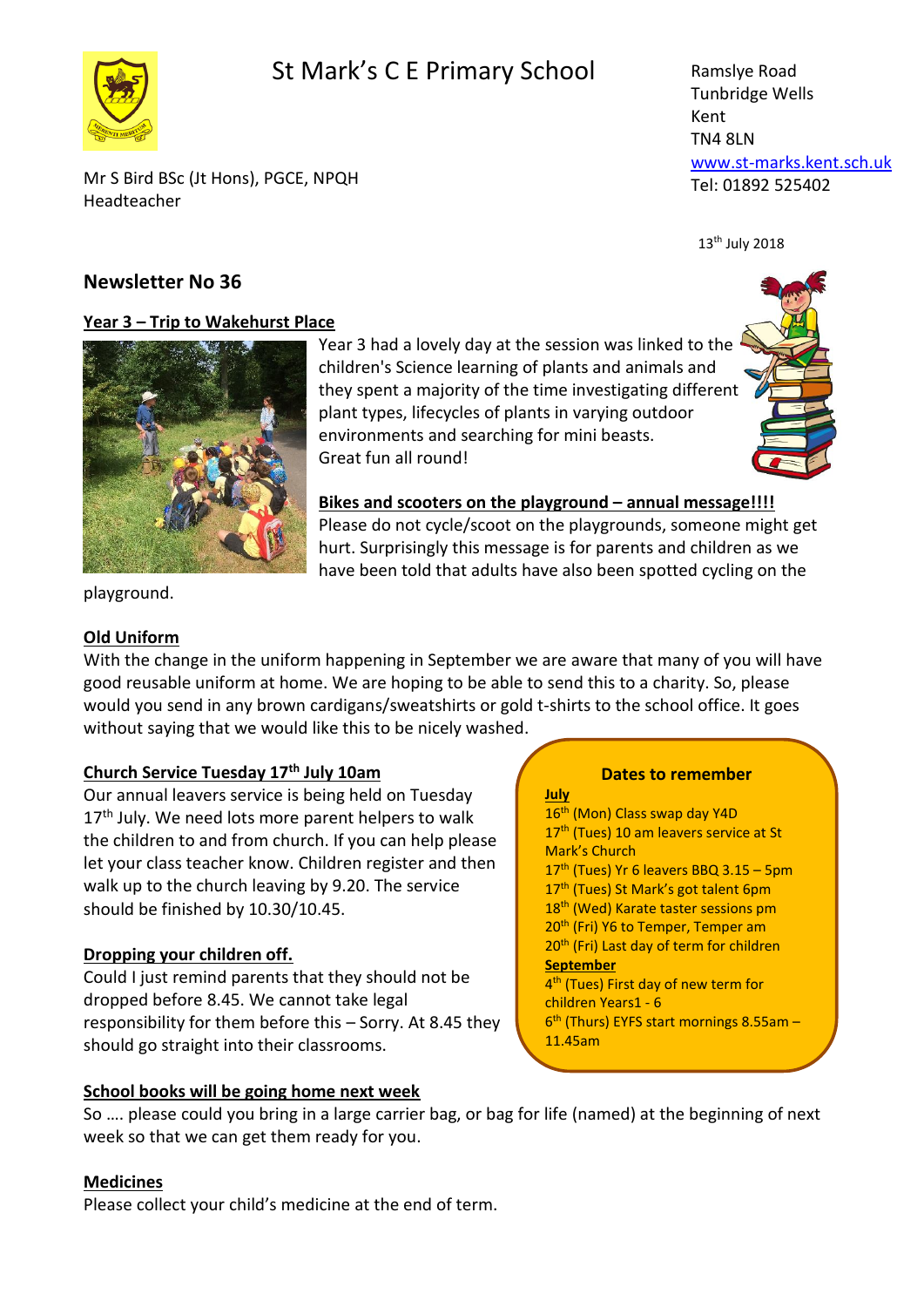# St Mark's C E Primary School

Mr S Bird BSc (Jt Hons), PGCE, NPQH
Headteacher

Ramslye Road
Tunbridge Wells
Kent
TN4 8LN
www.st-marks.kent.sch.uk
Tel: 01892 525402

13th July 2018

## Newsletter No 36

### Year 3 – Trip to Wakehurst Place

Year 3 had a lovely day at the session was linked to the children's Science learning of plants and animals and they spent a majority of the time investigating different plant types, lifecycles of plants in varying outdoor environments and searching for mini beasts.
Great fun all round!

### Bikes and scooters on the playground – annual message!!!!

Please do not cycle/scoot on the playgrounds, someone might get hurt. Surprisingly this message is for parents and children as we have been told that adults have also been spotted cycling on the playground.

### Old Uniform

With the change in the uniform happening in September we are aware that many of you will have good reusable uniform at home. We are hoping to be able to send this to a charity. So, please would you send in any brown cardigans/sweatshirts or gold t-shirts to the school office. It goes without saying that we would like this to be nicely washed.

### Church Service Tuesday 17th July 10am

Our annual leavers service is being held on Tuesday 17th July. We need lots more parent helpers to walk the children to and from church. If you can help please let your class teacher know. Children register and then walk up to the church leaving by 9.20. The service should be finished by 10.30/10.45.

### Dropping your children off.

Could I just remind parents that they should not be dropped before 8.45. We cannot take legal responsibility for them before this – Sorry. At 8.45 they should go straight into their classrooms.

### Dates to remember

**July**
- 16th (Mon) Class swap day Y4D
- 17th (Tues) 10 am leavers service at St Mark's Church
- 17th (Tues) Yr 6 leavers BBQ 3.15 – 5pm
- 17th (Tues) St Mark's got talent 6pm
- 18th (Wed) Karate taster sessions pm
- 20th (Fri) Y6 to Temper, Temper am
- 20th (Fri) Last day of term for children

**September**
- 4th (Tues) First day of new term for children Years1 - 6
- 6th (Thurs) EYFS start mornings 8.55am – 11.45am

### School books will be going home next week

So …. please could you bring in a large carrier bag, or bag for life (named) at the beginning of next week so that we can get them ready for you.

### Medicines

Please collect your child's medicine at the end of term.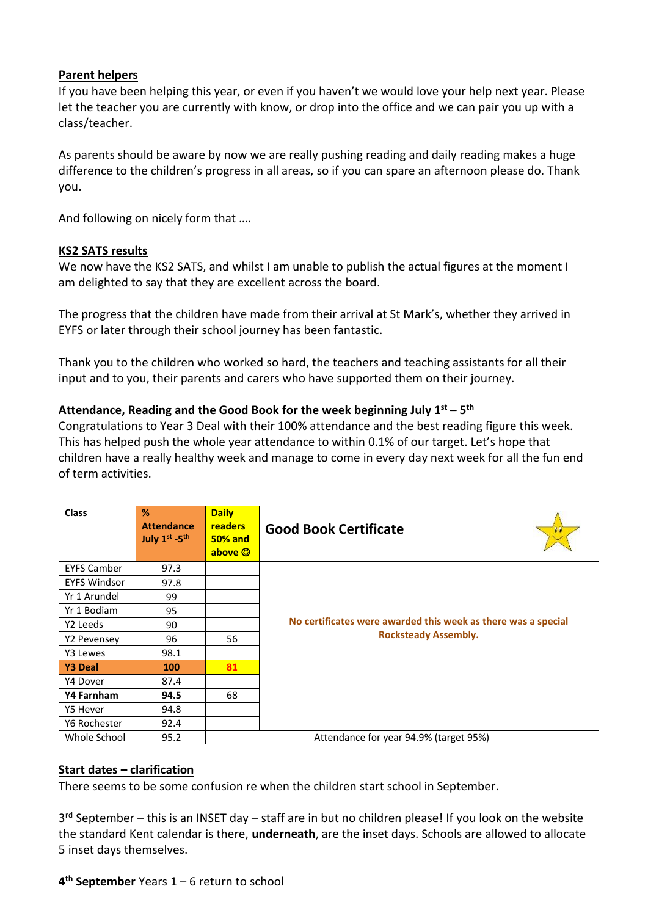**Parent helpers**

If you have been helping this year, or even if you haven't we would love your help next year. Please let the teacher you are currently with know, or drop into the office and we can pair you up with a class/teacher.

As parents should be aware by now we are really pushing reading and daily reading makes a huge difference to the children's progress in all areas, so if you can spare an afternoon please do. Thank you.

And following on nicely form that ….

**KS2 SATS results**

We now have the KS2 SATS, and whilst I am unable to publish the actual figures at the moment I am delighted to say that they are excellent across the board.

The progress that the children have made from their arrival at St Mark's, whether they arrived in EYFS or later through their school journey has been fantastic.

Thank you to the children who worked so hard, the teachers and teaching assistants for all their input and to you, their parents and carers who have supported them on their journey.

**Attendance, Reading and the Good Book for the week beginning July 1st – 5th**

Congratulations to Year 3 Deal with their 100% attendance and the best reading figure this week. This has helped push the whole year attendance to within 0.1% of our target. Let's hope that children have a really healthy week and manage to come in every day next week for all the fun end of term activities.

| Class | % Attendance July 1st -5th | Daily readers 50% and above ☺ | Good Book Certificate |
|---|---|---|---|
| EYFS Camber | 97.3 | | No certificates were awarded this week as there was a special Rocksteady Assembly. |
| EYFS Windsor | 97.8 | | |
| Yr 1 Arundel | 99 | | |
| Yr 1 Bodiam | 95 | | |
| Y2 Leeds | 90 | | |
| Y2 Pevensey | 96 | 56 | |
| Y3 Lewes | 98.1 | | |
| **Y3 Deal** | **100** | **81** | |
| Y4 Dover | 87.4 | | |
| **Y4 Farnham** | **94.5** | 68 | |
| Y5 Hever | 94.8 | | |
| Y6 Rochester | 92.4 | | |
| Whole School | 95.2 | Attendance for year 94.9% (target 95%) | |

**Start dates – clarification**

There seems to be some confusion re when the children start school in September.

3rd September – this is an INSET day – staff are in but no children please! If you look on the website the standard Kent calendar is there, **underneath**, are the inset days. Schools are allowed to allocate 5 inset days themselves.

**4th September** Years 1 – 6 return to school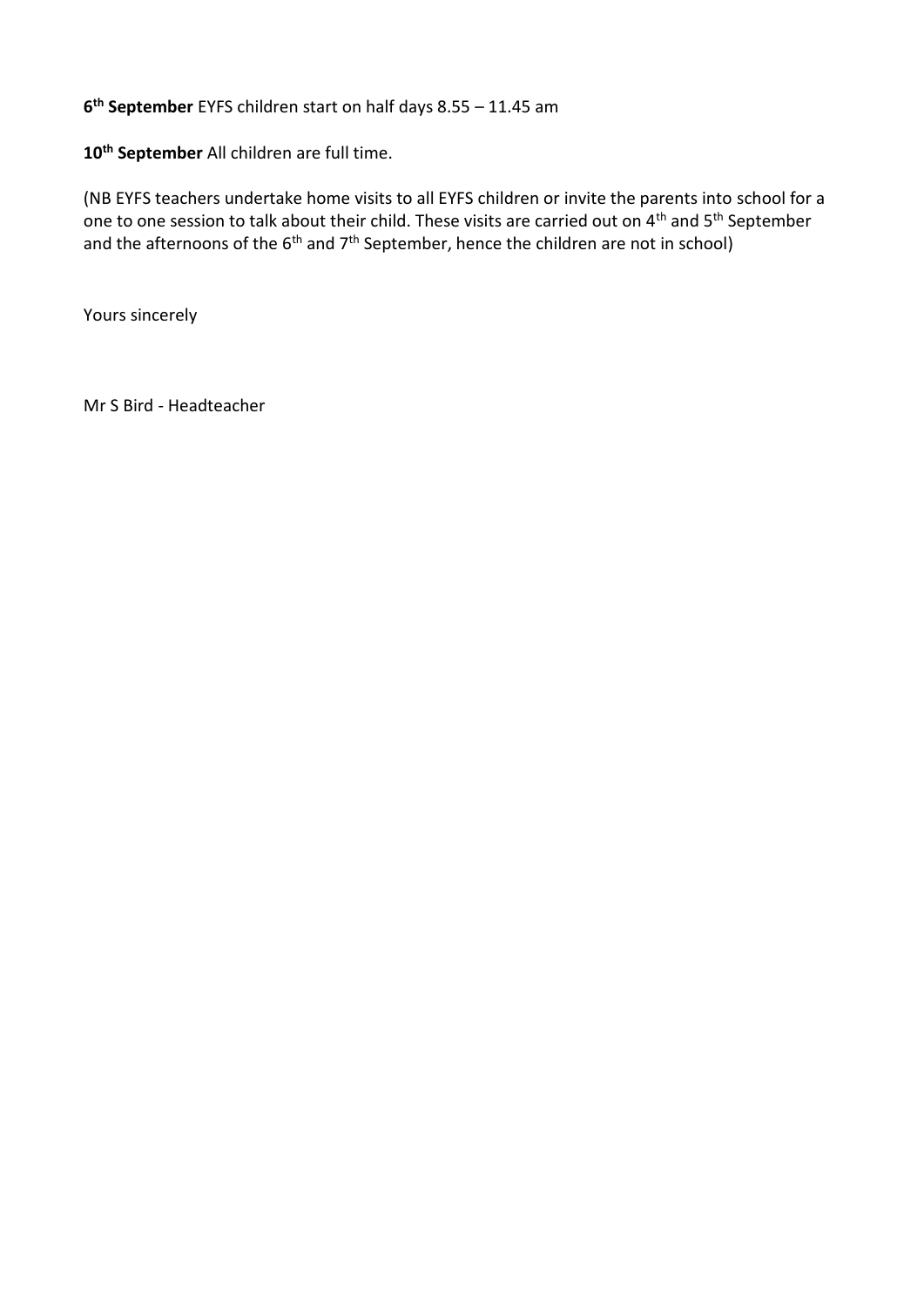**6th September** EYFS children start on half days 8.55 – 11.45 am

**10th September** All children are full time.

(NB EYFS teachers undertake home visits to all EYFS children or invite the parents into school for a one to one session to talk about their child. These visits are carried out on 4th and 5th September and the afternoons of the 6th and 7th September, hence the children are not in school)

Yours sincerely

Mr S Bird - Headteacher